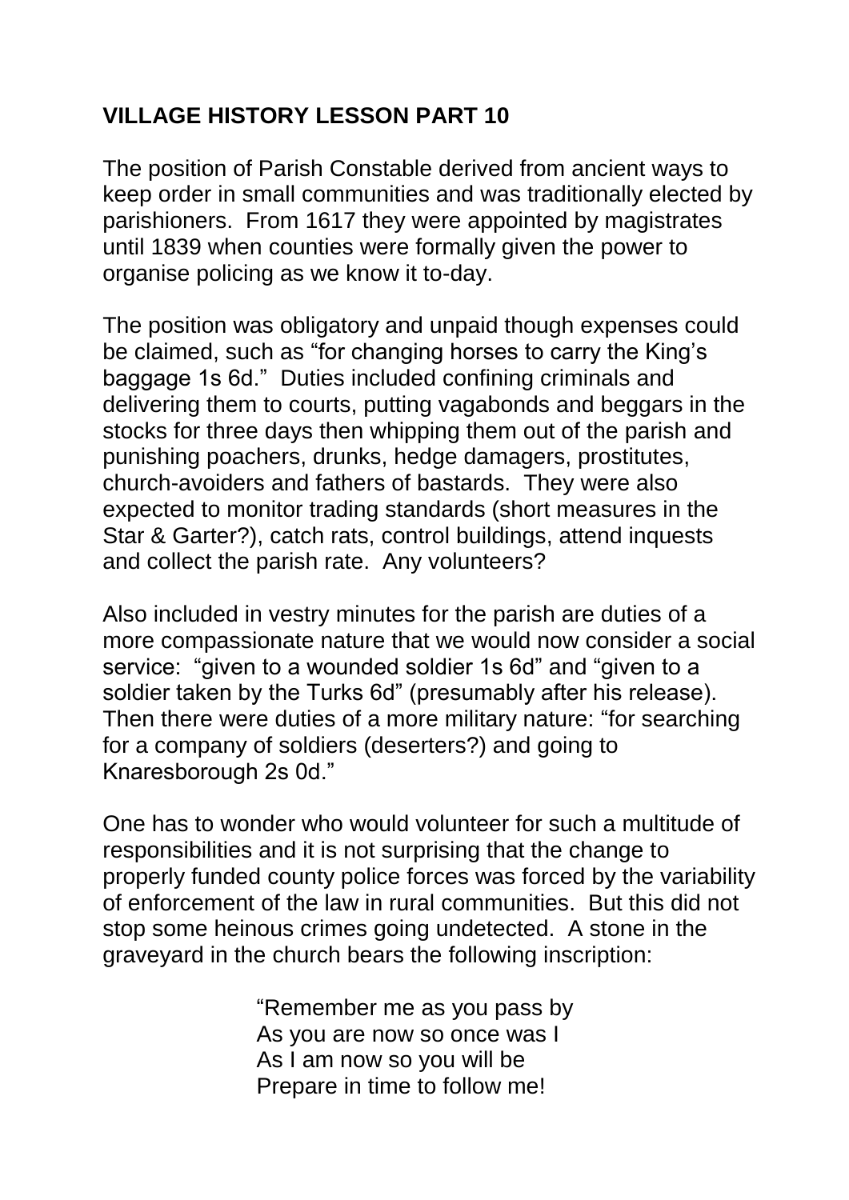# VILLAGE HISTORY LESSON PART 10

The position of Parish Constable derived from ancient ways to keep order in small communities and was traditionally elected by parishioners. From 1617 they were appointed by magistrates until 1839 when counties were formally given the power to organise policing as we know it to-day.

The position was obligatory and unpaid though expenses could be claimed, such as "for changing horses to carry the King's baggage 1s 6d." Duties included confining criminals and delivering them to courts, putting vagabonds and beggars in the stocks for three days then whipping them out of the parish and punishing poachers, drunks, hedge damagers, prostitutes, church-avoiders and fathers of bastards. They were also expected to monitor trading standards (short measures in the Star & Garter?), catch rats, control buildings, attend inquests and collect the parish rate. Any volunteers?

Also included in vestry minutes for the parish are duties of a more compassionate nature that we would now consider a social service: "given to a wounded soldier 1s 6d" and "given to a soldier taken by the Turks 6d" (presumably after his release). Then there were duties of a more military nature: "for searching for a company of soldiers (deserters?) and going to Knaresborough 2s 0d."

One has to wonder who would volunteer for such a multitude of responsibilities and it is not surprising that the change to properly funded county police forces was forced by the variability of enforcement of the law in rural communities. But this did not stop some heinous crimes going undetected. A stone in the graveyard in the church bears the following inscription:

> "Remember me as you pass by
> As you are now so once was I
> As I am now so you will be
> Prepare in time to follow me!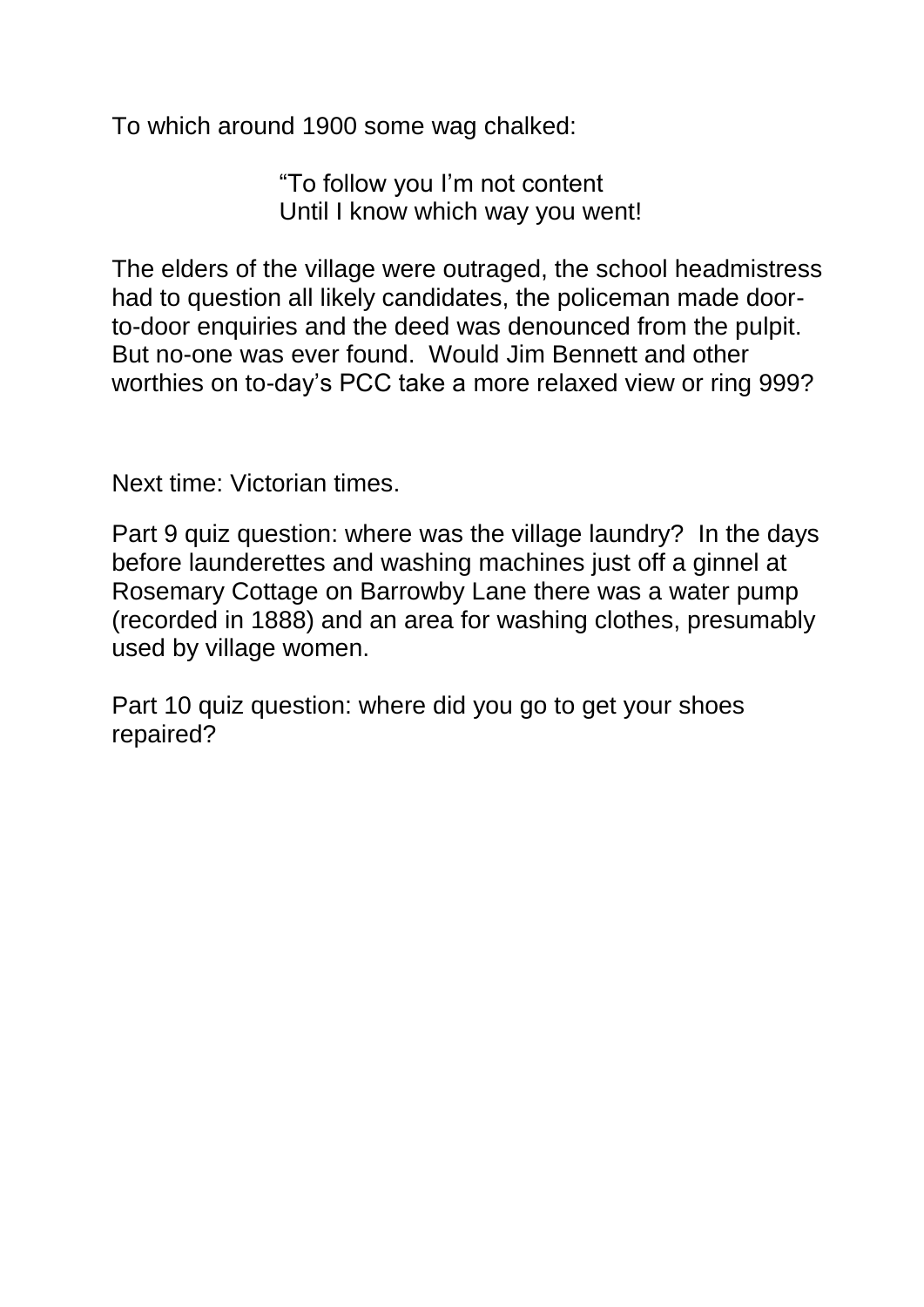To which around 1900 some wag chalked:

> "To follow you I'm not content
> Until I know which way you went!

The elders of the village were outraged, the school headmistress had to question all likely candidates, the policeman made door-to-door enquiries and the deed was denounced from the pulpit. But no-one was ever found. Would Jim Bennett and other worthies on to-day's PCC take a more relaxed view or ring 999?

Next time: Victorian times.

Part 9 quiz question: where was the village laundry? In the days before launderettes and washing machines just off a ginnel at Rosemary Cottage on Barrowby Lane there was a water pump (recorded in 1888) and an area for washing clothes, presumably used by village women.

Part 10 quiz question: where did you go to get your shoes repaired?